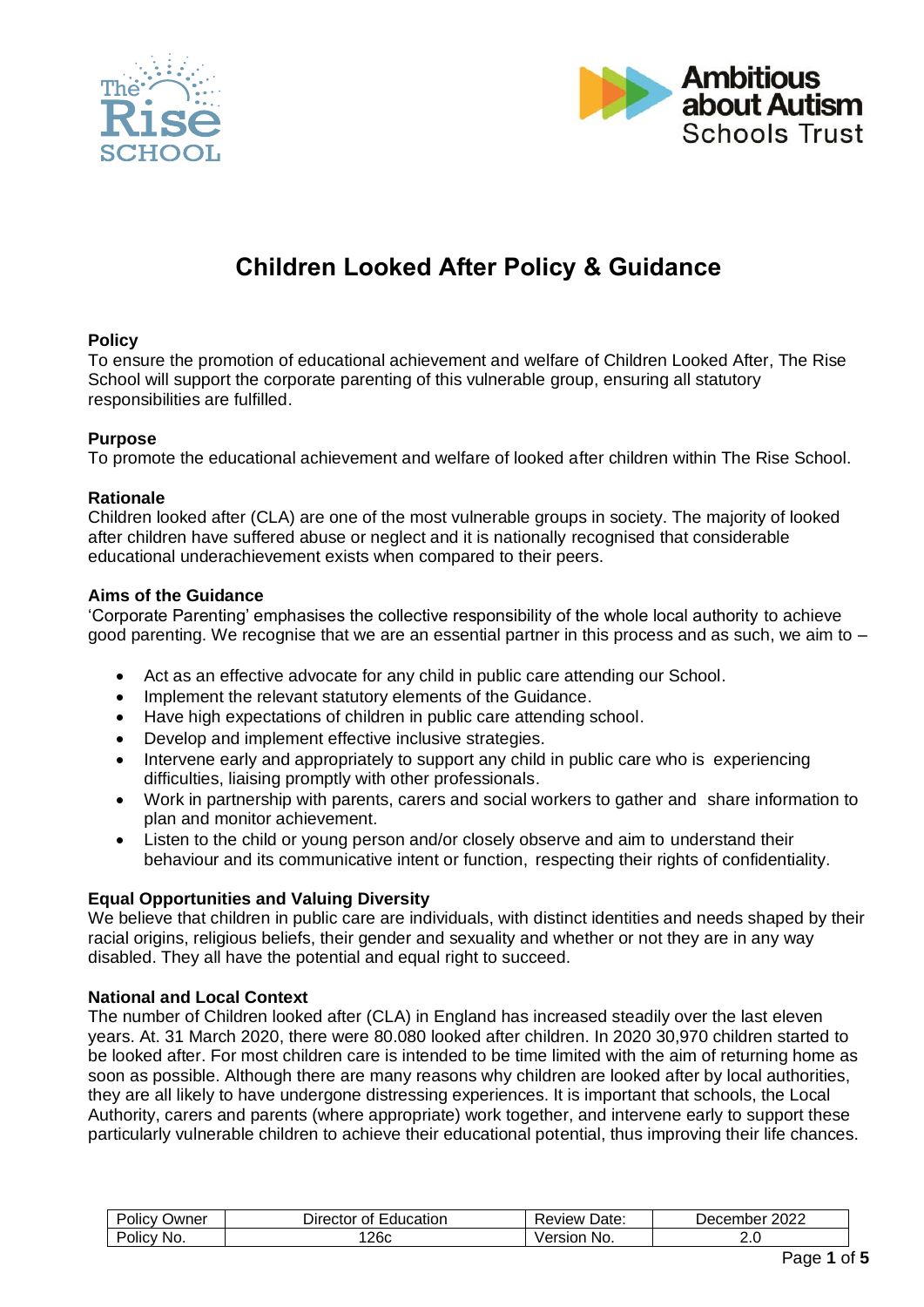# Children Looked After Policy & Guidance

### Policy

To ensure the promotion of educational achievement and welfare of Children Looked After, The Rise School will support the corporate parenting of this vulnerable group, ensuring all statutory responsibilities are fulfilled.

### Purpose

To promote the educational achievement and welfare of looked after children within The Rise School.

### Rationale

Children looked after (CLA) are one of the most vulnerable groups in society. The majority of looked after children have suffered abuse or neglect and it is nationally recognised that considerable educational underachievement exists when compared to their peers.

### Aims of the Guidance

'Corporate Parenting' emphasises the collective responsibility of the whole local authority to achieve good parenting. We recognise that we are an essential partner in this process and as such, we aim to –

- Act as an effective advocate for any child in public care attending our School.
- Implement the relevant statutory elements of the Guidance.
- Have high expectations of children in public care attending school.
- Develop and implement effective inclusive strategies.
- Intervene early and appropriately to support any child in public care who is experiencing difficulties, liaising promptly with other professionals.
- Work in partnership with parents, carers and social workers to gather and share information to plan and monitor achievement.
- Listen to the child or young person and/or closely observe and aim to understand their behaviour and its communicative intent or function, respecting their rights of confidentiality.

### Equal Opportunities and Valuing Diversity

We believe that children in public care are individuals, with distinct identities and needs shaped by their racial origins, religious beliefs, their gender and sexuality and whether or not they are in any way disabled. They all have the potential and equal right to succeed.

### National and Local Context

The number of Children looked after (CLA) in England has increased steadily over the last eleven years. At. 31 March 2020, there were 80.080 looked after children. In 2020 30,970 children started to be looked after. For most children care is intended to be time limited with the aim of returning home as soon as possible. Although there are many reasons why children are looked after by local authorities, they are all likely to have undergone distressing experiences. It is important that schools, the Local Authority, carers and parents (where appropriate) work together, and intervene early to support these particularly vulnerable children to achieve their educational potential, thus improving their life chances.

| Policy Owner | Director of Education | Review Date: | December 2022 |
|---|---|---|---|
| Policy No. | 126c | Version No. | 2.0 |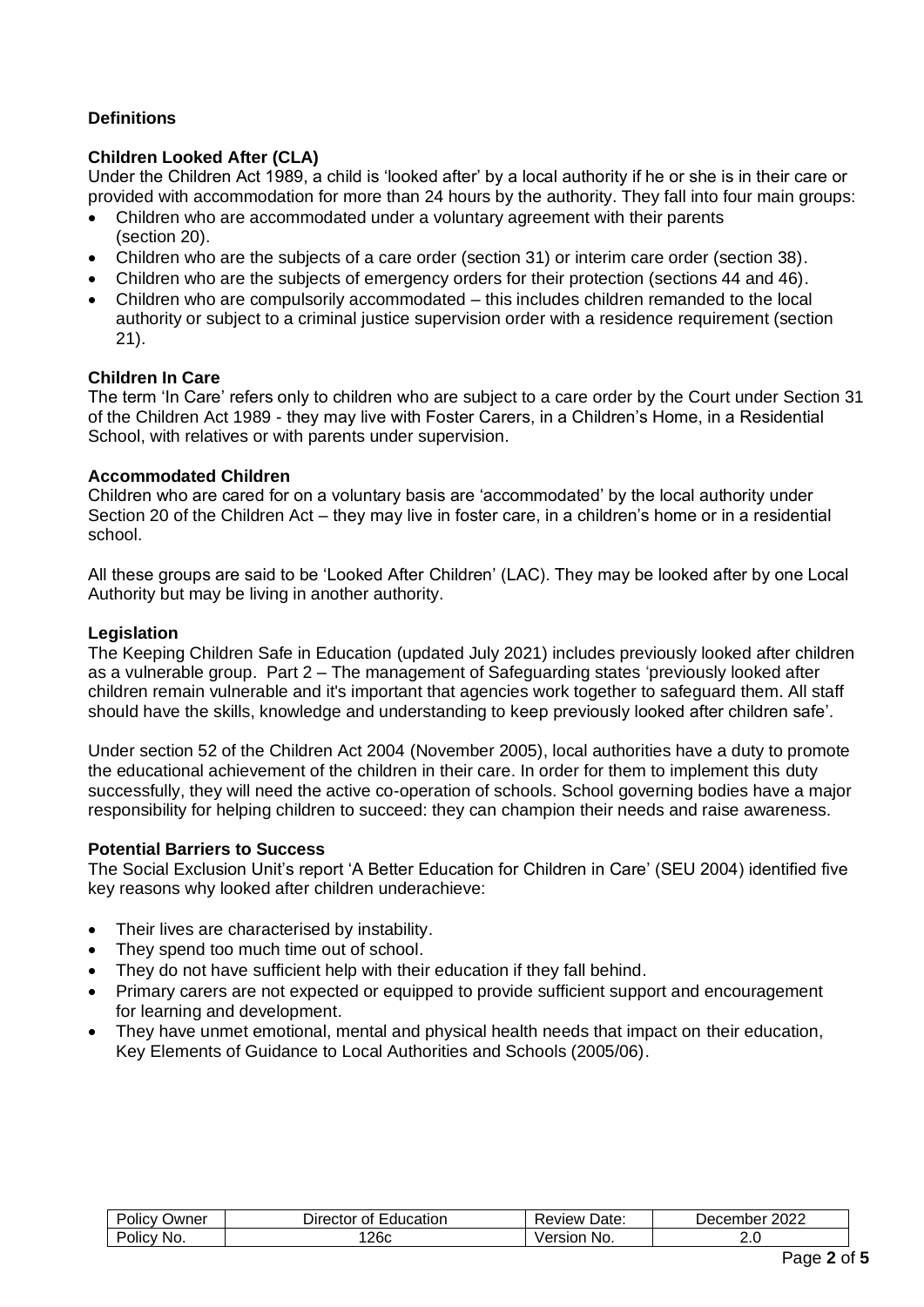## Definitions

### Children Looked After (CLA)

Under the Children Act 1989, a child is 'looked after' by a local authority if he or she is in their care or provided with accommodation for more than 24 hours by the authority. They fall into four main groups:

- Children who are accommodated under a voluntary agreement with their parents (section 20).
- Children who are the subjects of a care order (section 31) or interim care order (section 38).
- Children who are the subjects of emergency orders for their protection (sections 44 and 46).
- Children who are compulsorily accommodated – this includes children remanded to the local authority or subject to a criminal justice supervision order with a residence requirement (section 21).

### Children In Care

The term 'In Care' refers only to children who are subject to a care order by the Court under Section 31 of the Children Act 1989 - they may live with Foster Carers, in a Children's Home, in a Residential School, with relatives or with parents under supervision.

### Accommodated Children

Children who are cared for on a voluntary basis are 'accommodated' by the local authority under Section 20 of the Children Act – they may live in foster care, in a children's home or in a residential school.

All these groups are said to be 'Looked After Children' (LAC). They may be looked after by one Local Authority but may be living in another authority.

### Legislation

The Keeping Children Safe in Education (updated July 2021) includes previously looked after children as a vulnerable group. Part 2 – The management of Safeguarding states 'previously looked after children remain vulnerable and it's important that agencies work together to safeguard them. All staff should have the skills, knowledge and understanding to keep previously looked after children safe'.

Under section 52 of the Children Act 2004 (November 2005), local authorities have a duty to promote the educational achievement of the children in their care. In order for them to implement this duty successfully, they will need the active co-operation of schools. School governing bodies have a major responsibility for helping children to succeed: they can champion their needs and raise awareness.

### Potential Barriers to Success

The Social Exclusion Unit's report 'A Better Education for Children in Care' (SEU 2004) identified five key reasons why looked after children underachieve:

- Their lives are characterised by instability.
- They spend too much time out of school.
- They do not have sufficient help with their education if they fall behind.
- Primary carers are not expected or equipped to provide sufficient support and encouragement for learning and development.
- They have unmet emotional, mental and physical health needs that impact on their education, Key Elements of Guidance to Local Authorities and Schools (2005/06).

| Policy Owner | Director of Education | Review Date: | December 2022 |
|---|---|---|---|
| Policy No. | 126c | Version No. | 2.0 |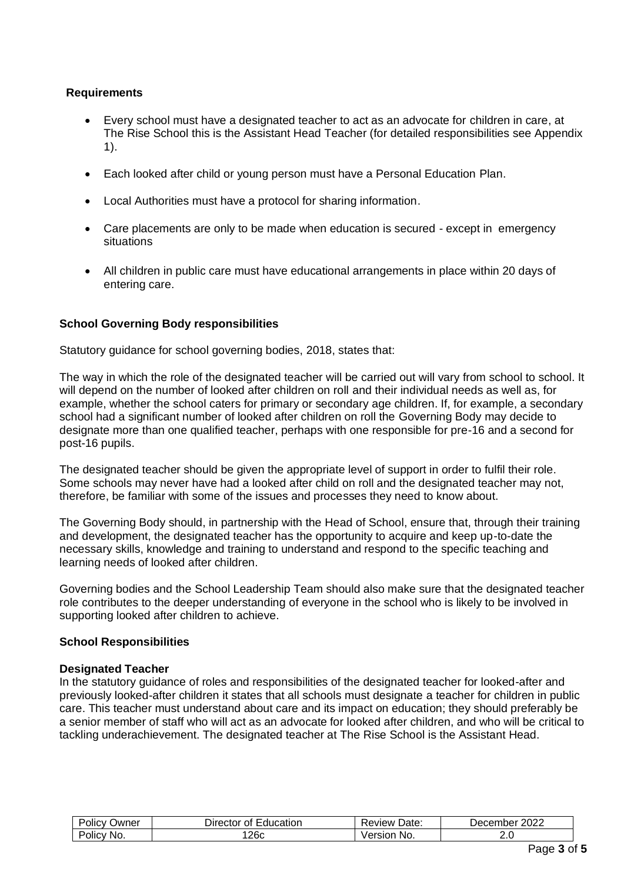**Requirements**

- Every school must have a designated teacher to act as an advocate for children in care, at The Rise School this is the Assistant Head Teacher (for detailed responsibilities see Appendix 1).
- Each looked after child or young person must have a Personal Education Plan.
- Local Authorities must have a protocol for sharing information.
- Care placements are only to be made when education is secured - except in emergency situations
- All children in public care must have educational arrangements in place within 20 days of entering care.

**School Governing Body responsibilities**

Statutory guidance for school governing bodies, 2018, states that:

The way in which the role of the designated teacher will be carried out will vary from school to school. It will depend on the number of looked after children on roll and their individual needs as well as, for example, whether the school caters for primary or secondary age children. If, for example, a secondary school had a significant number of looked after children on roll the Governing Body may decide to designate more than one qualified teacher, perhaps with one responsible for pre-16 and a second for post-16 pupils.

The designated teacher should be given the appropriate level of support in order to fulfil their role. Some schools may never have had a looked after child on roll and the designated teacher may not, therefore, be familiar with some of the issues and processes they need to know about.

The Governing Body should, in partnership with the Head of School, ensure that, through their training and development, the designated teacher has the opportunity to acquire and keep up-to-date the necessary skills, knowledge and training to understand and respond to the specific teaching and learning needs of looked after children.

Governing bodies and the School Leadership Team should also make sure that the designated teacher role contributes to the deeper understanding of everyone in the school who is likely to be involved in supporting looked after children to achieve.

**School Responsibilities**

**Designated Teacher**

In the statutory guidance of roles and responsibilities of the designated teacher for looked-after and previously looked-after children it states that all schools must designate a teacher for children in public care. This teacher must understand about care and its impact on education; they should preferably be a senior member of staff who will act as an advocate for looked after children, and who will be critical to tackling underachievement. The designated teacher at The Rise School is the Assistant Head.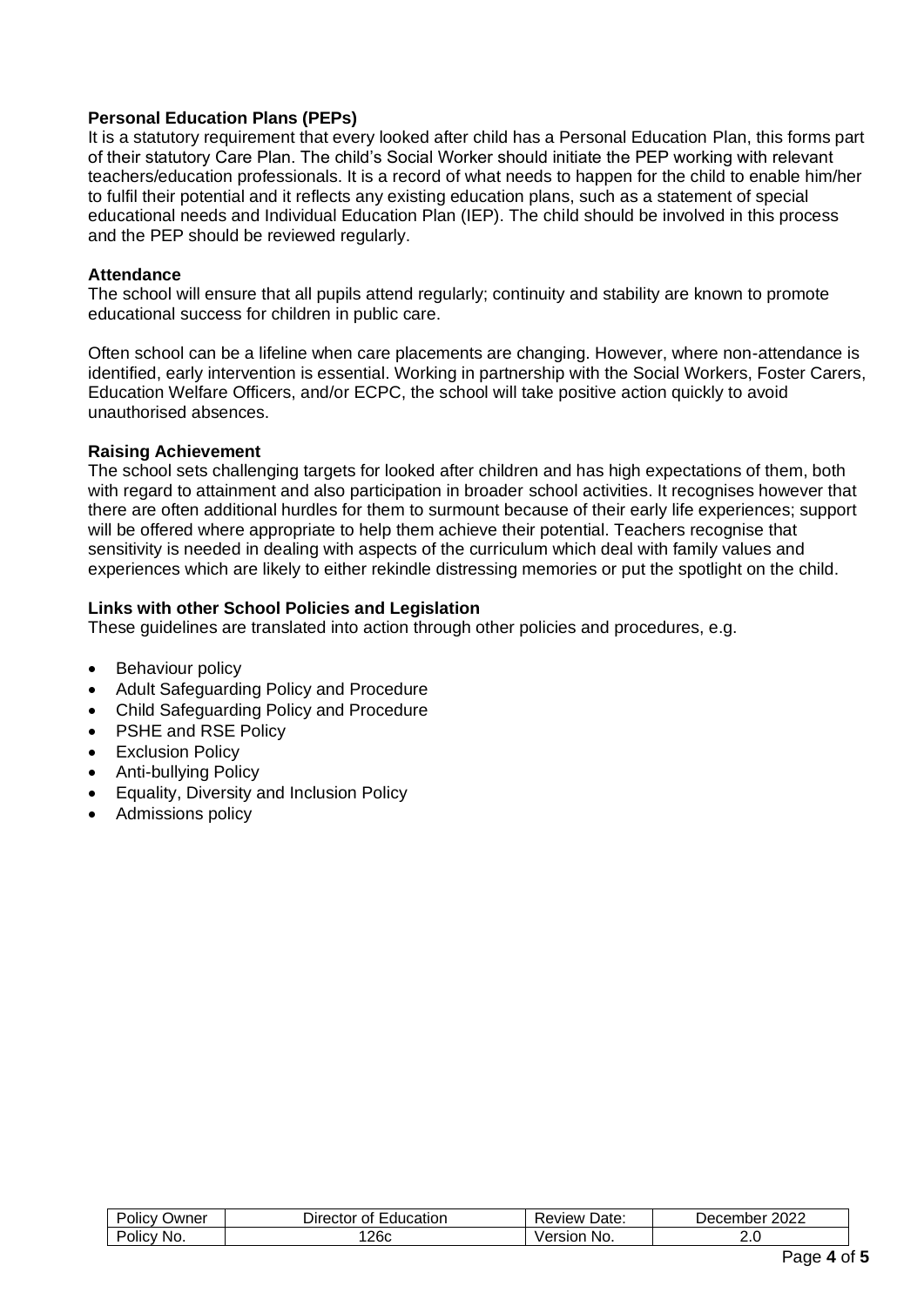**Personal Education Plans (PEPs)**

It is a statutory requirement that every looked after child has a Personal Education Plan, this forms part of their statutory Care Plan. The child's Social Worker should initiate the PEP working with relevant teachers/education professionals. It is a record of what needs to happen for the child to enable him/her to fulfil their potential and it reflects any existing education plans, such as a statement of special educational needs and Individual Education Plan (IEP). The child should be involved in this process and the PEP should be reviewed regularly.

**Attendance**

The school will ensure that all pupils attend regularly; continuity and stability are known to promote educational success for children in public care.

Often school can be a lifeline when care placements are changing. However, where non-attendance is identified, early intervention is essential. Working in partnership with the Social Workers, Foster Carers, Education Welfare Officers, and/or ECPC, the school will take positive action quickly to avoid unauthorised absences.

**Raising Achievement**

The school sets challenging targets for looked after children and has high expectations of them, both with regard to attainment and also participation in broader school activities. It recognises however that there are often additional hurdles for them to surmount because of their early life experiences; support will be offered where appropriate to help them achieve their potential. Teachers recognise that sensitivity is needed in dealing with aspects of the curriculum which deal with family values and experiences which are likely to either rekindle distressing memories or put the spotlight on the child.

**Links with other School Policies and Legislation**

These guidelines are translated into action through other policies and procedures, e.g.

- Behaviour policy
- Adult Safeguarding Policy and Procedure
- Child Safeguarding Policy and Procedure
- PSHE and RSE Policy
- Exclusion Policy
- Anti-bullying Policy
- Equality, Diversity and Inclusion Policy
- Admissions policy

| Policy Owner | Director of Education | Review Date: | December 2022 |
|---|---|---|---|
| Policy No. | 126c | Version No. | 2.0 |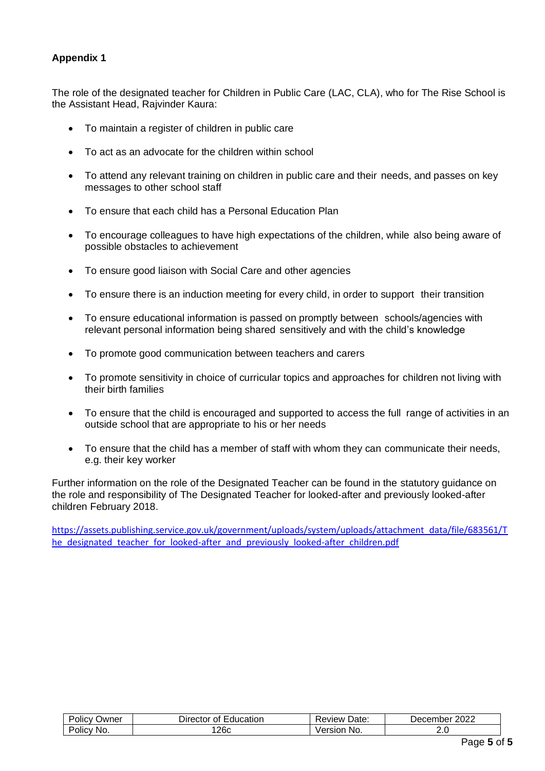**Appendix 1**

The role of the designated teacher for Children in Public Care (LAC, CLA), who for The Rise School is the Assistant Head, Rajvinder Kaura:

- To maintain a register of children in public care
- To act as an advocate for the children within school
- To attend any relevant training on children in public care and their needs, and passes on key messages to other school staff
- To ensure that each child has a Personal Education Plan
- To encourage colleagues to have high expectations of the children, while also being aware of possible obstacles to achievement
- To ensure good liaison with Social Care and other agencies
- To ensure there is an induction meeting for every child, in order to support their transition
- To ensure educational information is passed on promptly between schools/agencies with relevant personal information being shared sensitively and with the child's knowledge
- To promote good communication between teachers and carers
- To promote sensitivity in choice of curricular topics and approaches for children not living with their birth families
- To ensure that the child is encouraged and supported to access the full range of activities in an outside school that are appropriate to his or her needs
- To ensure that the child has a member of staff with whom they can communicate their needs, e.g. their key worker

Further information on the role of the Designated Teacher can be found in the statutory guidance on the role and responsibility of The Designated Teacher for looked-after and previously looked-after children February 2018.

https://assets.publishing.service.gov.uk/government/uploads/system/uploads/attachment_data/file/683561/The_designated_teacher_for_looked-after_and_previously_looked-after_children.pdf